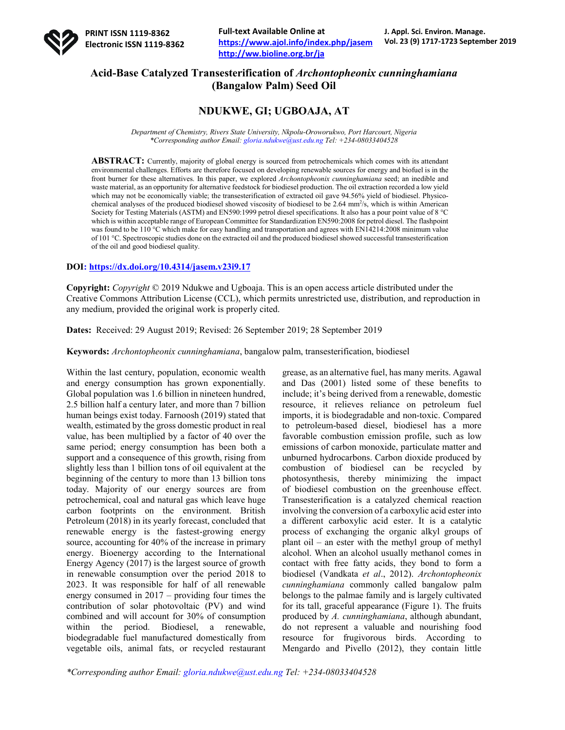# Acid-Base Catalyzed Transesterification of *Archontopheonix cunninghamiana* (Bangalow Palm) Seed Oil

## NDUKWE, GI; UGBOAJA, AT

*Department of Chemistry, Rivers State University, Nkpolu-Oroworukwo, Port Harcourt, Nigeria*
*\*Corresponding author Email: gloria.ndukwe@ust.edu.ng Tel: +234-08033404528*

**ABSTRACT:** Currently, majority of global energy is sourced from petrochemicals which comes with its attendant environmental challenges. Efforts are therefore focused on developing renewable sources for energy and biofuel is in the front burner for these alternatives. In this paper, we explored *Archontopheonix cunninghamiana* seed; an inedible and waste material, as an opportunity for alternative feedstock for biodiesel production. The oil extraction recorded a low yield which may not be economically viable; the transesterification of extracted oil gave 94.56% yield of biodiesel. Physico-chemical analyses of the produced biodiesel showed viscosity of biodiesel to be 2.64 $mm^2/s$, which is within American Society for Testing Materials (ASTM) and EN590:1999 petrol diesel specifications. It also has a pour point value of 8 °C which is within acceptable range of European Committee for Standardization EN590:2008 for petrol diesel. The flashpoint was found to be 110 °C which make for easy handling and transportation and agrees with EN14214:2008 minimum value of 101 °C. Spectroscopic studies done on the extracted oil and the produced biodiesel showed successful transesterification of the oil and good biodiesel quality.

**DOI:** https://dx.doi.org/10.4314/jasem.v23i9.17

**Copyright:** *Copyright* © 2019 Ndukwe and Ugboaja. This is an open access article distributed under the Creative Commons Attribution License (CCL), which permits unrestricted use, distribution, and reproduction in any medium, provided the original work is properly cited.

**Dates:** Received: 29 August 2019; Revised: 26 September 2019; 28 September 2019

**Keywords:** *Archontopheonix cunninghamiana*, bangalow palm, transesterification, biodiesel

Within the last century, population, economic wealth and energy consumption has grown exponentially. Global population was 1.6 billion in nineteen hundred, 2.5 billion half a century later, and more than 7 billion human beings exist today. Farnoosh (2019) stated that wealth, estimated by the gross domestic product in real value, has been multiplied by a factor of 40 over the same period; energy consumption has been both a support and a consequence of this growth, rising from slightly less than 1 billion tons of oil equivalent at the beginning of the century to more than 13 billion tons today. Majority of our energy sources are from petrochemical, coal and natural gas which leave huge carbon footprints on the environment. British Petroleum (2018) in its yearly forecast, concluded that renewable energy is the fastest-growing energy source, accounting for 40% of the increase in primary energy. Bioenergy according to the International Energy Agency (2017) is the largest source of growth in renewable consumption over the period 2018 to 2023. It was responsible for half of all renewable energy consumed in 2017 – providing four times the contribution of solar photovoltaic (PV) and wind combined and will account for 30% of consumption within the period. Biodiesel, a renewable, biodegradable fuel manufactured domestically from vegetable oils, animal fats, or recycled restaurant grease, as an alternative fuel, has many merits. Agawal and Das (2001) listed some of these benefits to include; it's being derived from a renewable, domestic resource, it relieves reliance on petroleum fuel imports, it is biodegradable and non-toxic. Compared to petroleum-based diesel, biodiesel has a more favorable combustion emission profile, such as low emissions of carbon monoxide, particulate matter and unburned hydrocarbons. Carbon dioxide produced by combustion of biodiesel can be recycled by photosynthesis, thereby minimizing the impact of biodiesel combustion on the greenhouse effect. Transesterification is a catalyzed chemical reaction involving the conversion of a carboxylic acid ester into a different carboxylic acid ester. It is a catalytic process of exchanging the organic alkyl groups of plant oil – an ester with the methyl group of methyl alcohol. When an alcohol usually methanol comes in contact with free fatty acids, they bond to form a biodiesel (Vandkata *et al*., 2012). *Archontopheonix cunninghamiana* commonly called bangalow palm belongs to the palmae family and is largely cultivated for its tall, graceful appearance (Figure 1). The fruits produced by *A. cunninghamiana*, although abundant, do not represent a valuable and nourishing food resource for frugivorous birds. According to Mengardo and Pivello (2012), they contain little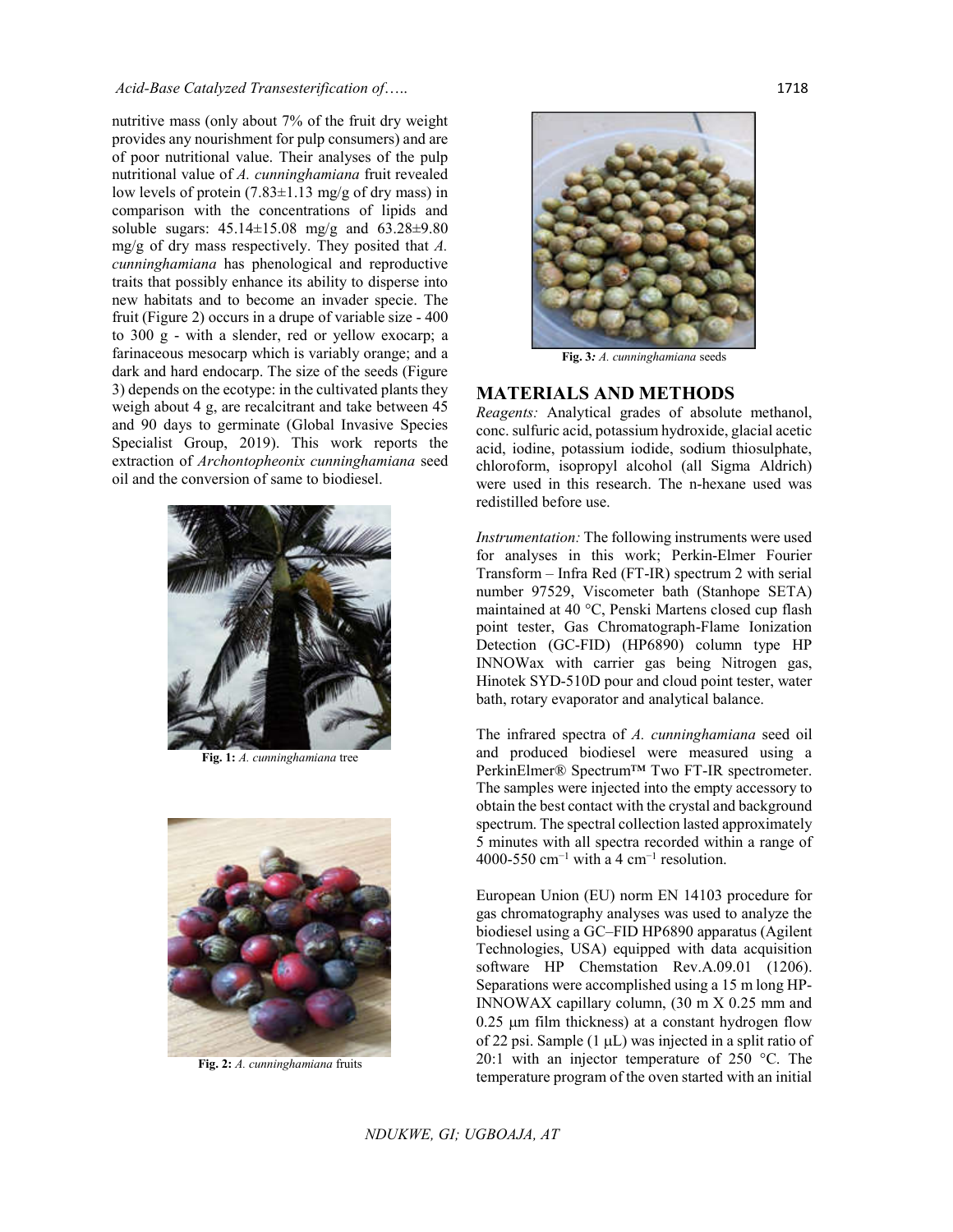nutritive mass (only about 7% of the fruit dry weight provides any nourishment for pulp consumers) and are of poor nutritional value. Their analyses of the pulp nutritional value of *A. cunninghamiana* fruit revealed low levels of protein (7.83±1.13 mg/g of dry mass) in comparison with the concentrations of lipids and soluble sugars: 45.14±15.08 mg/g and 63.28±9.80 mg/g of dry mass respectively. They posited that *A. cunninghamiana* has phenological and reproductive traits that possibly enhance its ability to disperse into new habitats and to become an invader specie. The fruit (Figure 2) occurs in a drupe of variable size - 400 to 300 g - with a slender, red or yellow exocarp; a farinaceous mesocarp which is variably orange; and a dark and hard endocarp. The size of the seeds (Figure 3) depends on the ecotype: in the cultivated plants they weigh about 4 g, are recalcitrant and take between 45 and 90 days to germinate (Global Invasive Species Specialist Group, 2019). This work reports the extraction of *Archontopheonix cunninghamiana* seed oil and the conversion of same to biodiesel.

**Fig. 1:** *A. cunninghamiana* tree

**Fig. 2:** *A. cunninghamiana* fruits

**Fig. 3:** *A. cunninghamiana* seeds

## MATERIALS AND METHODS

*Reagents:* Analytical grades of absolute methanol, conc. sulfuric acid, potassium hydroxide, glacial acetic acid, iodine, potassium iodide, sodium thiosulphate, chloroform, isopropyl alcohol (all Sigma Aldrich) were used in this research. The n-hexane used was redistilled before use.

*Instrumentation:* The following instruments were used for analyses in this work; Perkin-Elmer Fourier Transform – Infra Red (FT-IR) spectrum 2 with serial number 97529, Viscometer bath (Stanhope SETA) maintained at 40 °C, Penski Martens closed cup flash point tester, Gas Chromatograph-Flame Ionization Detection (GC-FID) (HP6890) column type HP INNOWax with carrier gas being Nitrogen gas, Hinotek SYD-510D pour and cloud point tester, water bath, rotary evaporator and analytical balance.

The infrared spectra of *A. cunninghamiana* seed oil and produced biodiesel were measured using a PerkinElmer® Spectrum™ Two FT-IR spectrometer. The samples were injected into the empty accessory to obtain the best contact with the crystal and background spectrum. The spectral collection lasted approximately 5 minutes with all spectra recorded within a range of 4000-550 $cm^{-1}$ with a 4 $cm^{-1}$ resolution.

European Union (EU) norm EN 14103 procedure for gas chromatography analyses was used to analyze the biodiesel using a GC–FID HP6890 apparatus (Agilent Technologies, USA) equipped with data acquisition software HP Chemstation Rev.A.09.01 (1206). Separations were accomplished using a 15 m long HP-INNOWAX capillary column, (30 m X 0.25 mm and 0.25 μm film thickness) at a constant hydrogen flow of 22 psi. Sample (1 μL) was injected in a split ratio of 20:1 with an injector temperature of 250 °C. The temperature program of the oven started with an initial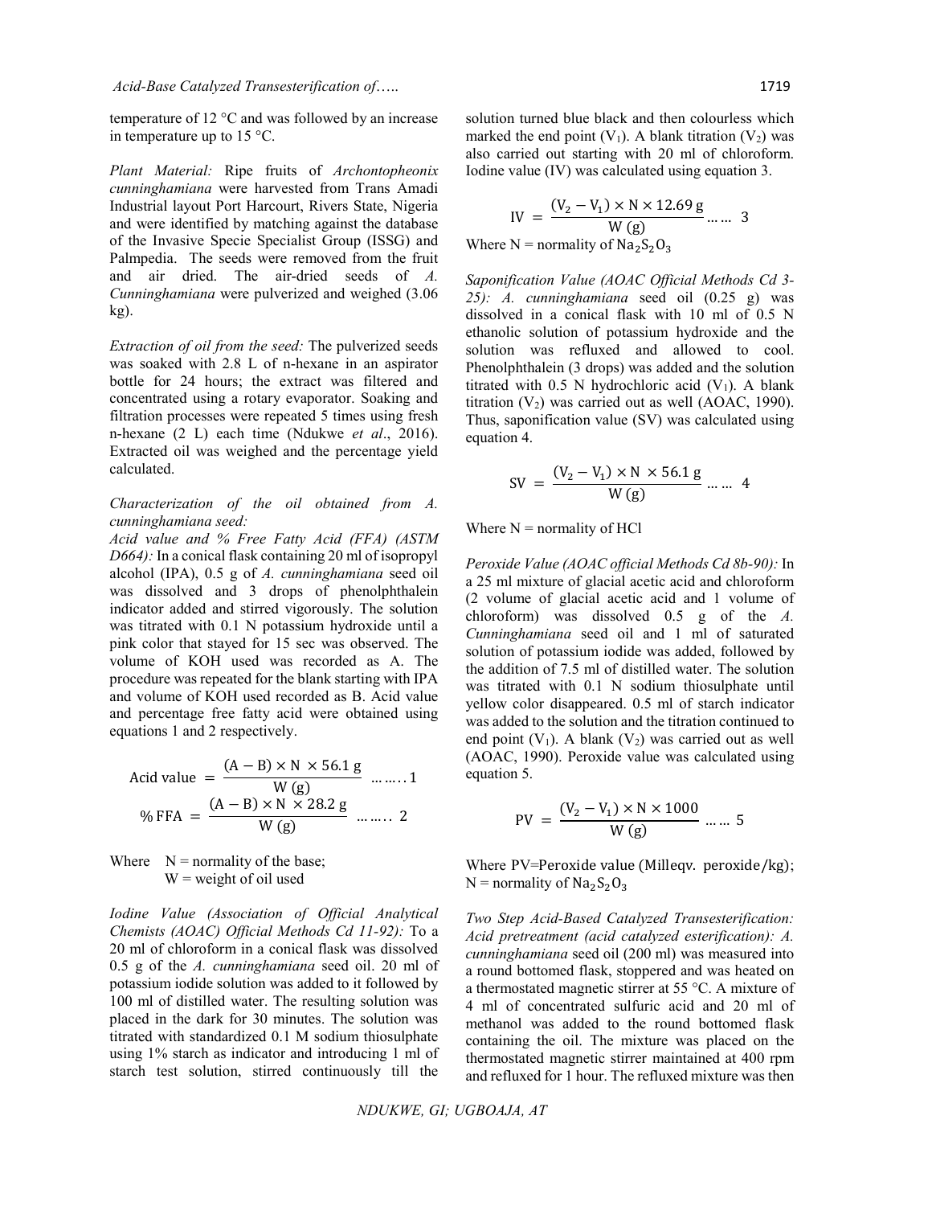temperature of 12 °C and was followed by an increase in temperature up to 15 °C.

*Plant Material:* Ripe fruits of *Archontopheonix cunninghamiana* were harvested from Trans Amadi Industrial layout Port Harcourt, Rivers State, Nigeria and were identified by matching against the database of the Invasive Specie Specialist Group (ISSG) and Palmpedia. The seeds were removed from the fruit and air dried. The air-dried seeds of *A. Cunninghamiana* were pulverized and weighed (3.06 kg).

*Extraction of oil from the seed:* The pulverized seeds was soaked with 2.8 L of n-hexane in an aspirator bottle for 24 hours; the extract was filtered and concentrated using a rotary evaporator. Soaking and filtration processes were repeated 5 times using fresh n-hexane (2 L) each time (Ndukwe *et al*., 2016). Extracted oil was weighed and the percentage yield calculated.

*Characterization of the oil obtained from A. cunninghamiana seed:*

*Acid value and % Free Fatty Acid (FFA) (ASTM D664):* In a conical flask containing 20 ml of isopropyl alcohol (IPA), 0.5 g of *A. cunninghamiana* seed oil was dissolved and 3 drops of phenolphthalein indicator added and stirred vigorously. The solution was titrated with 0.1 N potassium hydroxide until a pink color that stayed for 15 sec was observed. The volume of KOH used was recorded as A. The procedure was repeated for the blank starting with IPA and volume of KOH used recorded as B. Acid value and percentage free fatty acid were obtained using equations 1 and 2 respectively.

$$\text{Acid value} = \frac{(A - B) \times N \times 56.1\,g}{W\,(g)} \quad \ldots\ldots 1$$

$$\%\,FFA = \frac{(A - B) \times N \times 28.2\,g}{W\,(g)} \quad \ldots\ldots 2$$

Where N = normality of the base;
W = weight of oil used

*Iodine Value (Association of Official Analytical Chemists (AOAC) Official Methods Cd 11-92):* To a 20 ml of chloroform in a conical flask was dissolved 0.5 g of the *A. cunninghamiana* seed oil. 20 ml of potassium iodide solution was added to it followed by 100 ml of distilled water. The resulting solution was placed in the dark for 30 minutes. The solution was titrated with standardized 0.1 M sodium thiosulphate using 1% starch as indicator and introducing 1 ml of starch test solution, stirred continuously till the solution turned blue black and then colourless which marked the end point ($V_1$). A blank titration ($V_2$) was also carried out starting with 20 ml of chloroform. Iodine value (IV) was calculated using equation 3.

$$IV = \frac{(V_2 - V_1) \times N \times 12.69\,g}{W\,(g)} \quad \ldots\ldots 3$$

Where N = normality of $Na_2S_2O_3$

*Saponification Value (AOAC Official Methods Cd 3-25): A. cunninghamiana* seed oil (0.25 g) was dissolved in a conical flask with 10 ml of 0.5 N ethanolic solution of potassium hydroxide and the solution was refluxed and allowed to cool. Phenolphthalein (3 drops) was added and the solution titrated with 0.5 N hydrochloric acid ($V_1$). A blank titration ($V_2$) was carried out as well (AOAC, 1990). Thus, saponification value (SV) was calculated using equation 4.

$$SV = \frac{(V_2 - V_1) \times N \times 56.1\,g}{W\,(g)} \quad \ldots\ldots 4$$

Where N = normality of HCl

*Peroxide Value (AOAC official Methods Cd 8b-90):* In a 25 ml mixture of glacial acetic acid and chloroform (2 volume of glacial acetic acid and 1 volume of chloroform) was dissolved 0.5 g of the *A. Cunninghamiana* seed oil and 1 ml of saturated solution of potassium iodide was added, followed by the addition of 7.5 ml of distilled water. The solution was titrated with 0.1 N sodium thiosulphate until yellow color disappeared. 0.5 ml of starch indicator was added to the solution and the titration continued to end point ($V_1$). A blank ($V_2$) was carried out as well (AOAC, 1990). Peroxide value was calculated using equation 5.

$$PV = \frac{(V_2 - V_1) \times N \times 1000}{W\,(g)} \quad \ldots\ldots 5$$

Where PV=Peroxide value (Milleqv. peroxide/kg); N = normality of $Na_2S_2O_3$

*Two Step Acid-Based Catalyzed Transesterification: Acid pretreatment (acid catalyzed esterification): A. cunninghamiana* seed oil (200 ml) was measured into a round bottomed flask, stoppered and was heated on a thermostated magnetic stirrer at 55 °C. A mixture of 4 ml of concentrated sulfuric acid and 20 ml of methanol was added to the round bottomed flask containing the oil. The mixture was placed on the thermostated magnetic stirrer maintained at 400 rpm and refluxed for 1 hour. The refluxed mixture was then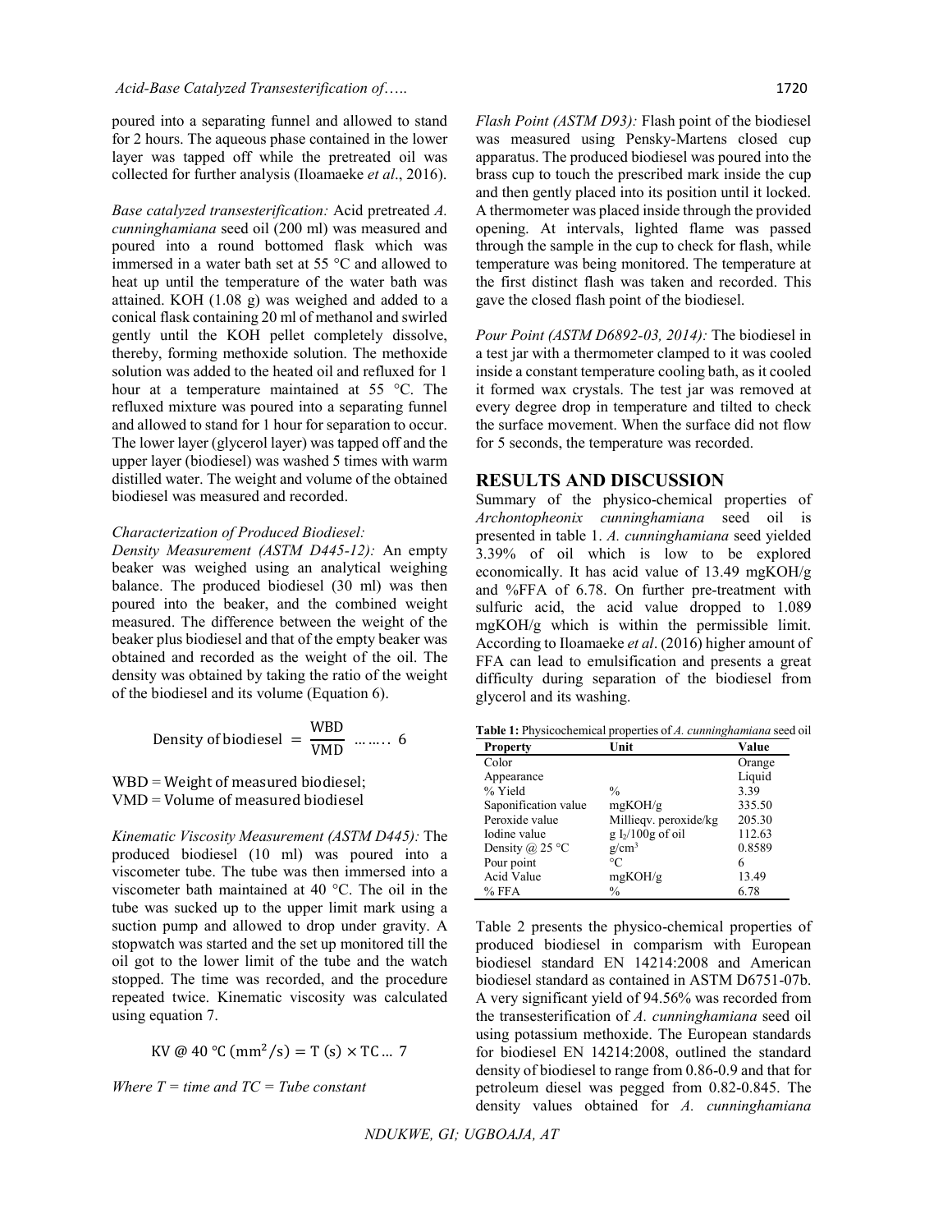poured into a separating funnel and allowed to stand for 2 hours. The aqueous phase contained in the lower layer was tapped off while the pretreated oil was collected for further analysis (Iloamaeke *et al*., 2016).

*Base catalyzed transesterification:* Acid pretreated *A. cunninghamiana* seed oil (200 ml) was measured and poured into a round bottomed flask which was immersed in a water bath set at 55 °C and allowed to heat up until the temperature of the water bath was attained. KOH (1.08 g) was weighed and added to a conical flask containing 20 ml of methanol and swirled gently until the KOH pellet completely dissolve, thereby, forming methoxide solution. The methoxide solution was added to the heated oil and refluxed for 1 hour at a temperature maintained at 55 °C. The refluxed mixture was poured into a separating funnel and allowed to stand for 1 hour for separation to occur. The lower layer (glycerol layer) was tapped off and the upper layer (biodiesel) was washed 5 times with warm distilled water. The weight and volume of the obtained biodiesel was measured and recorded.

*Characterization of Produced Biodiesel:*

*Density Measurement (ASTM D445-12):* An empty beaker was weighed using an analytical weighing balance. The produced biodiesel (30 ml) was then poured into the beaker, and the combined weight measured. The difference between the weight of the beaker plus biodiesel and that of the empty beaker was obtained and recorded as the weight of the oil. The density was obtained by taking the ratio of the weight of the biodiesel and its volume (Equation 6).

$$\text{Density of biodiesel} = \frac{\text{WBD}}{\text{VMD}} \quad \ldots\ldots.. \; 6$$

WBD = Weight of measured biodiesel;
VMD = Volume of measured biodiesel

*Kinematic Viscosity Measurement (ASTM D445):* The produced biodiesel (10 ml) was poured into a viscometer tube. The tube was then immersed into a viscometer bath maintained at 40 °C. The oil in the tube was sucked up to the upper limit mark using a suction pump and allowed to drop under gravity. A stopwatch was started and the set up monitored till the oil got to the lower limit of the tube and the watch stopped. The time was recorded, and the procedure repeated twice. Kinematic viscosity was calculated using equation 7.

$$\text{KV @ 40 °C } (\text{mm}^2/\text{s}) = \text{T (s)} \times \text{TC} \ldots \; 7$$

*Where T = time and TC = Tube constant*

*Flash Point (ASTM D93):* Flash point of the biodiesel was measured using Pensky-Martens closed cup apparatus. The produced biodiesel was poured into the brass cup to touch the prescribed mark inside the cup and then gently placed into its position until it locked. A thermometer was placed inside through the provided opening. At intervals, lighted flame was passed through the sample in the cup to check for flash, while temperature was being monitored. The temperature at the first distinct flash was taken and recorded. This gave the closed flash point of the biodiesel.

*Pour Point (ASTM D6892-03, 2014):* The biodiesel in a test jar with a thermometer clamped to it was cooled inside a constant temperature cooling bath, as it cooled it formed wax crystals. The test jar was removed at every degree drop in temperature and tilted to check the surface movement. When the surface did not flow for 5 seconds, the temperature was recorded.

## RESULTS AND DISCUSSION

Summary of the physico-chemical properties of *Archontopheonix cunninghamiana* seed oil is presented in table 1. *A. cunninghamiana* seed yielded 3.39% of oil which is low to be explored economically. It has acid value of 13.49 mgKOH/g and %FFA of 6.78. On further pre-treatment with sulfuric acid, the acid value dropped to 1.089 mgKOH/g which is within the permissible limit. According to Iloamaeke *et al*. (2016) higher amount of FFA can lead to emulsification and presents a great difficulty during separation of the biodiesel from glycerol and its washing.

**Table 1:** Physicochemical properties of *A. cunninghamiana* seed oil

| Property | Unit | Value |
|---|---|---|
| Color | | Orange |
| Appearance | | Liquid |
| % Yield | % | 3.39 |
| Saponification value | mgKOH/g | 335.50 |
| Peroxide value | Millieqv. peroxide/kg | 205.30 |
| Iodine value | g $I_2$/100g of oil | 112.63 |
| Density @ 25 °C | g/cm$^3$ | 0.8589 |
| Pour point | °C | 6 |
| Acid Value | mgKOH/g | 13.49 |
| % FFA | % | 6.78 |

Table 2 presents the physico-chemical properties of produced biodiesel in comparism with European biodiesel standard EN 14214:2008 and American biodiesel standard as contained in ASTM D6751-07b. A very significant yield of 94.56% was recorded from the transesterification of *A. cunninghamiana* seed oil using potassium methoxide. The European standards for biodiesel EN 14214:2008, outlined the standard density of biodiesel to range from 0.86-0.9 and that for petroleum diesel was pegged from 0.82-0.845. The density values obtained for *A. cunninghamiana*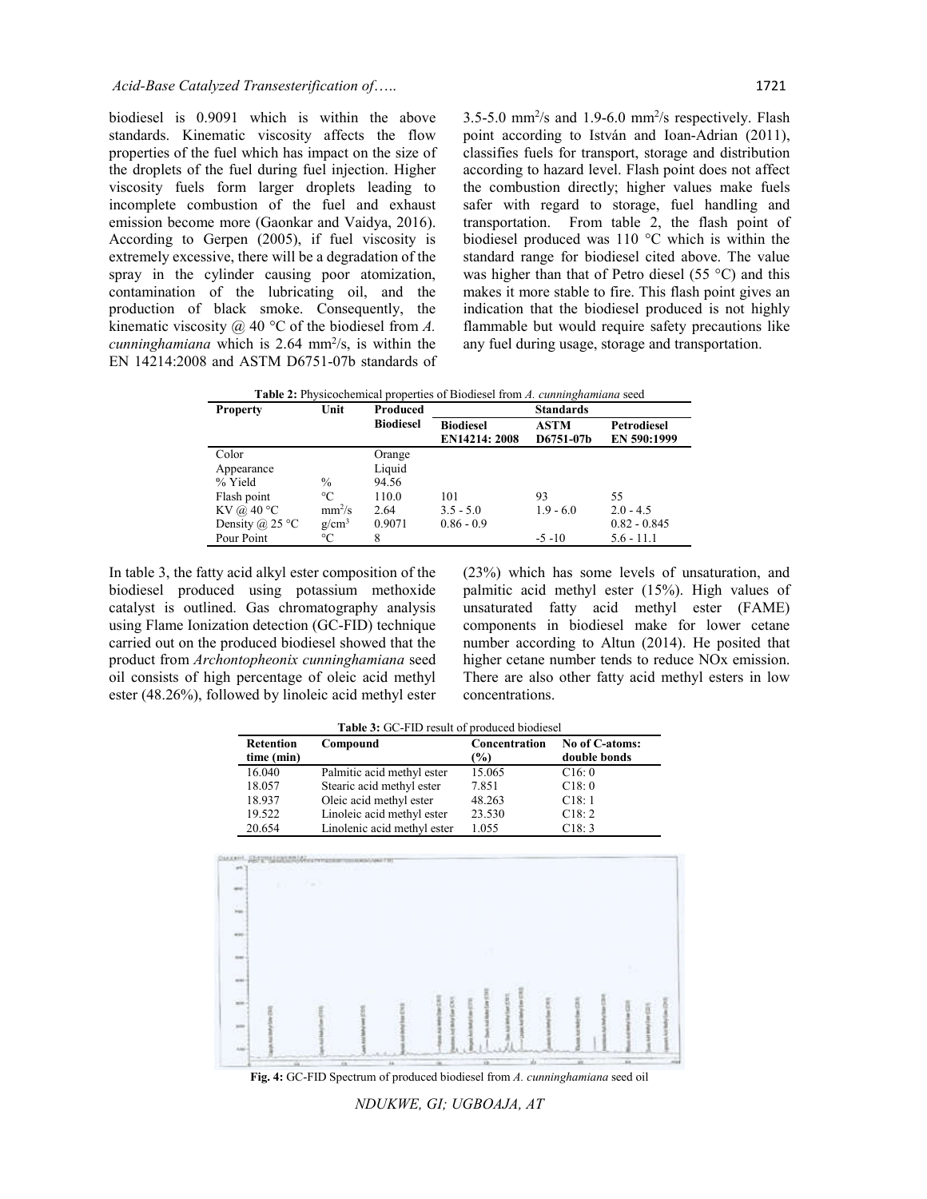biodiesel is 0.9091 which is within the above standards. Kinematic viscosity affects the flow properties of the fuel which has impact on the size of the droplets of the fuel during fuel injection. Higher viscosity fuels form larger droplets leading to incomplete combustion of the fuel and exhaust emission become more (Gaonkar and Vaidya, 2016). According to Gerpen (2005), if fuel viscosity is extremely excessive, there will be a degradation of the spray in the cylinder causing poor atomization, contamination of the lubricating oil, and the production of black smoke. Consequently, the kinematic viscosity @ 40 °C of the biodiesel from *A. cunninghamiana* which is 2.64 $mm^2/s$, is within the EN 14214:2008 and ASTM D6751-07b standards of 3.5-5.0 $mm^2/s$ and 1.9-6.0 $mm^2/s$ respectively. Flash point according to István and Ioan-Adrian (2011), classifies fuels for transport, storage and distribution according to hazard level. Flash point does not affect the combustion directly; higher values make fuels safer with regard to storage, fuel handling and transportation. From table 2, the flash point of biodiesel produced was 110 °C which is within the standard range for biodiesel cited above. The value was higher than that of Petro diesel (55 °C) and this makes it more stable to fire. This flash point gives an indication that the biodiesel produced is not highly flammable but would require safety precautions like any fuel during usage, storage and transportation.

**Table 2:** Physicochemical properties of Biodiesel from *A. cunninghamiana* seed

| Property | Unit | Produced Biodiesel | Standards | | |
|---|---|---|---|---|---|
| | | | Biodiesel EN14214: 2008 | ASTM D6751-07b | Petrodiesel EN 590:1999 |
| Color | | Orange | | | |
| Appearance | | Liquid | | | |
| % Yield | % | 94.56 | | | |
| Flash point | °C | 110.0 | 101 | 93 | 55 |
| KV @ 40 °C | $mm^2/s$ | 2.64 | 3.5 - 5.0 | 1.9 - 6.0 | 2.0 - 4.5 |
| Density @ 25 °C | $g/cm^3$ | 0.9071 | 0.86 - 0.9 | | 0.82 - 0.845 |
| Pour Point | °C | 8 | | -5 -10 | 5.6 - 11.1 |

In table 3, the fatty acid alkyl ester composition of the biodiesel produced using potassium methoxide catalyst is outlined. Gas chromatography analysis using Flame Ionization detection (GC-FID) technique carried out on the produced biodiesel showed that the product from *Archontopheonix cunninghamiana* seed oil consists of high percentage of oleic acid methyl ester (48.26%), followed by linoleic acid methyl ester (23%) which has some levels of unsaturation, and palmitic acid methyl ester (15%). High values of unsaturated fatty acid methyl ester (FAME) components in biodiesel make for lower cetane number according to Altun (2014). He posited that higher cetane number tends to reduce NOx emission. There are also other fatty acid methyl esters in low concentrations.

**Table 3:** GC-FID result of produced biodiesel

| Retention time (min) | Compound | Concentration (%) | No of C-atoms: double bonds |
|---|---|---|---|
| 16.040 | Palmitic acid methyl ester | 15.065 | C16: 0 |
| 18.057 | Stearic acid methyl ester | 7.851 | C18: 0 |
| 18.937 | Oleic acid methyl ester | 48.263 | C18: 1 |
| 19.522 | Linoleic acid methyl ester | 23.530 | C18: 2 |
| 20.654 | Linolenic acid methyl ester | 1.055 | C18: 3 |

**Fig. 4:** GC-FID Spectrum of produced biodiesel from *A. cunninghamiana* seed oil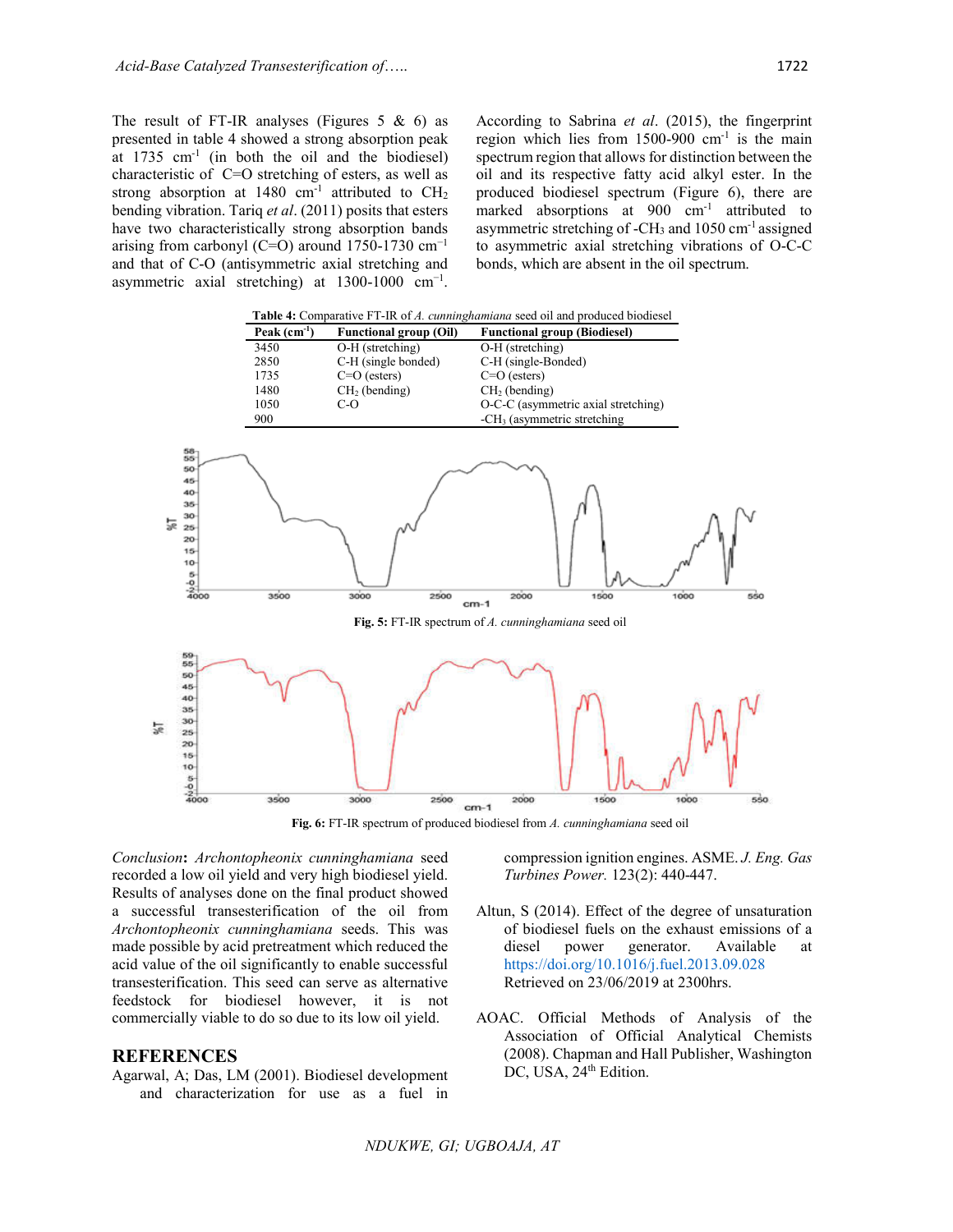The result of FT-IR analyses (Figures 5 & 6) as presented in table 4 showed a strong absorption peak at 1735 $cm^{-1}$ (in both the oil and the biodiesel) characteristic of C=O stretching of esters, as well as strong absorption at 1480 $cm^{-1}$ attributed to $CH_2$ bending vibration. Tariq *et al*. (2011) posits that esters have two characteristically strong absorption bands arising from carbonyl (C=O) around 1750-1730 $cm^{-1}$ and that of C-O (antisymmetric axial stretching and asymmetric axial stretching) at 1300-1000 $cm^{-1}$. According to Sabrina *et al*. (2015), the fingerprint region which lies from 1500-900 $cm^{-1}$ is the main spectrum region that allows for distinction between the oil and its respective fatty acid alkyl ester. In the produced biodiesel spectrum (Figure 6), there are marked absorptions at 900 $cm^{-1}$ attributed to asymmetric stretching of $-CH_3$ and 1050 $cm^{-1}$ assigned to asymmetric axial stretching vibrations of O-C-C bonds, which are absent in the oil spectrum.

**Table 4:** Comparative FT-IR of *A. cunninghamiana* seed oil and produced biodiesel

| Peak ($cm^{-1}$) | Functional group (Oil) | Functional group (Biodiesel) |
|---|---|---|
| 3450 | O-H (stretching) | O-H (stretching) |
| 2850 | C-H (single bonded) | C-H (single-Bonded) |
| 1735 | C=O (esters) | C=O (esters) |
| 1480 | $CH_2$ (bending) | $CH_2$ (bending) |
| 1050 | C-O | O-C-C (asymmetric axial stretching) |
| 900 | | $-CH_3$ (asymmetric stretching |

**Fig. 5:** FT-IR spectrum of *A. cunninghamiana* seed oil

**Fig. 6:** FT-IR spectrum of produced biodiesel from *A. cunninghamiana* seed oil

*Conclusion***:** *Archontopheonix cunninghamiana* seed recorded a low oil yield and very high biodiesel yield. Results of analyses done on the final product showed a successful transesterification of the oil from *Archontopheonix cunninghamiana* seeds. This was made possible by acid pretreatment which reduced the acid value of the oil significantly to enable successful transesterification. This seed can serve as alternative feedstock for biodiesel however, it is not commercially viable to do so due to its low oil yield.

## REFERENCES

Agarwal, A; Das, LM (2001). Biodiesel development and characterization for use as a fuel in compression ignition engines. ASME. *J. Eng. Gas Turbines Power.* 123(2): 440-447.

Altun, S (2014). Effect of the degree of unsaturation of biodiesel fuels on the exhaust emissions of a diesel power generator. Available at https://doi.org/10.1016/j.fuel.2013.09.028 Retrieved on 23/06/2019 at 2300hrs.

AOAC. Official Methods of Analysis of the Association of Official Analytical Chemists (2008). Chapman and Hall Publisher, Washington DC, USA, 24th Edition.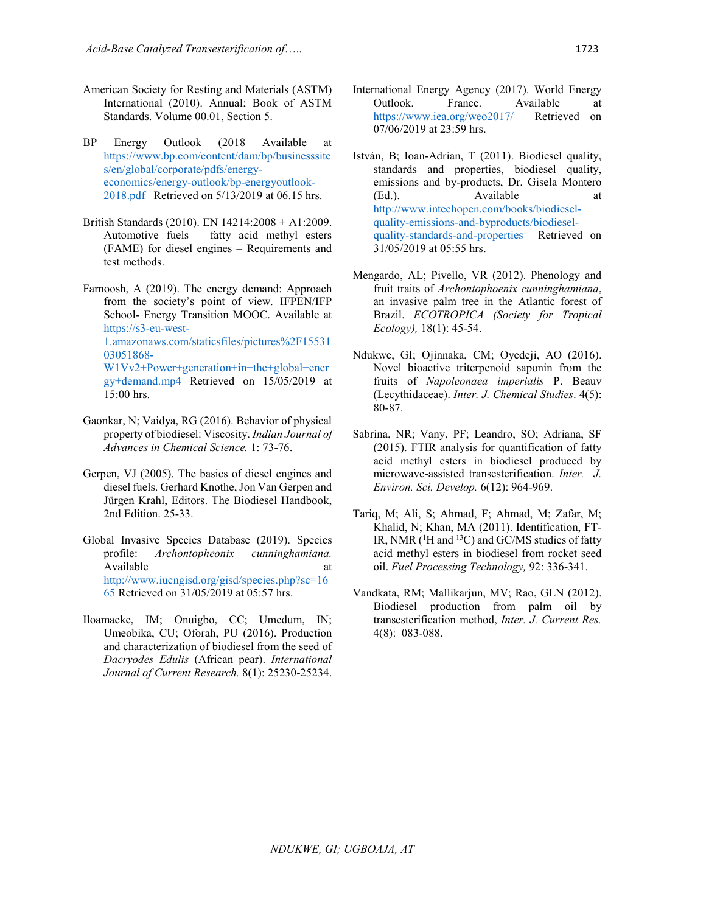American Society for Resting and Materials (ASTM) International (2010). Annual; Book of ASTM Standards. Volume 00.01, Section 5.

BP Energy Outlook (2018 Available at https://www.bp.com/content/dam/bp/businesssites/en/global/corporate/pdfs/energy-economics/energy-outlook/bp-energyoutlook-2018.pdf Retrieved on 5/13/2019 at 06.15 hrs.

British Standards (2010). EN 14214:2008 + A1:2009. Automotive fuels – fatty acid methyl esters (FAME) for diesel engines – Requirements and test methods.

Farnoosh, A (2019). The energy demand: Approach from the society's point of view. IFPEN/IFP School- Energy Transition MOOC. Available at https://s3-eu-west-1.amazonaws.com/staticsfiles/pictures%2F1553103051868-W1Vv2+Power+generation+in+the+global+energy+demand.mp4 Retrieved on 15/05/2019 at 15:00 hrs.

Gaonkar, N; Vaidya, RG (2016). Behavior of physical property of biodiesel: Viscosity. *Indian Journal of Advances in Chemical Science.* 1: 73-76.

Gerpen, VJ (2005). The basics of diesel engines and diesel fuels. Gerhard Knothe, Jon Van Gerpen and Jürgen Krahl, Editors. The Biodiesel Handbook, 2nd Edition. 25-33.

Global Invasive Species Database (2019). Species profile: *Archontopheonix cunninghamiana.* Available at http://www.iucngisd.org/gisd/species.php?sc=1665 Retrieved on 31/05/2019 at 05:57 hrs.

Iloamaeke, IM; Onuigbo, CC; Umedum, IN; Umeobika, CU; Oforah, PU (2016). Production and characterization of biodiesel from the seed of *Dacryodes Edulis* (African pear). *International Journal of Current Research.* 8(1): 25230-25234.

International Energy Agency (2017). World Energy Outlook. France. Available at https://www.iea.org/weo2017/ Retrieved on 07/06/2019 at 23:59 hrs.

István, B; Ioan-Adrian, T (2011). Biodiesel quality, standards and properties, biodiesel quality, emissions and by-products, Dr. Gisela Montero (Ed.). Available at http://www.intechopen.com/books/biodiesel-quality-emissions-and-byproducts/biodiesel-quality-standards-and-properties Retrieved on 31/05/2019 at 05:55 hrs.

Mengardo, AL; Pivello, VR (2012). Phenology and fruit traits of *Archontophoenix cunninghamiana*, an invasive palm tree in the Atlantic forest of Brazil. *ECOTROPICA (Society for Tropical Ecology),* 18(1): 45-54.

Ndukwe, GI; Ojinnaka, CM; Oyedeji, AO (2016). Novel bioactive triterpenoid saponin from the fruits of *Napoleonaea imperialis* P. Beauv (Lecythidaceae). *Inter. J. Chemical Studies*. 4(5): 80-87.

Sabrina, NR; Vany, PF; Leandro, SO; Adriana, SF (2015). FTIR analysis for quantification of fatty acid methyl esters in biodiesel produced by microwave-assisted transesterification. *Inter. J. Environ. Sci. Develop.* 6(12): 964-969.

Tariq, M; Ali, S; Ahmad, F; Ahmad, M; Zafar, M; Khalid, N; Khan, MA (2011). Identification, FT-IR, NMR ($^{1}$H and $^{13}$C) and GC/MS studies of fatty acid methyl esters in biodiesel from rocket seed oil. *Fuel Processing Technology,* 92: 336-341.

Vandkata, RM; Mallikarjun, MV; Rao, GLN (2012). Biodiesel production from palm oil by transesterification method, *Inter. J. Current Res.* 4(8): 083-088.